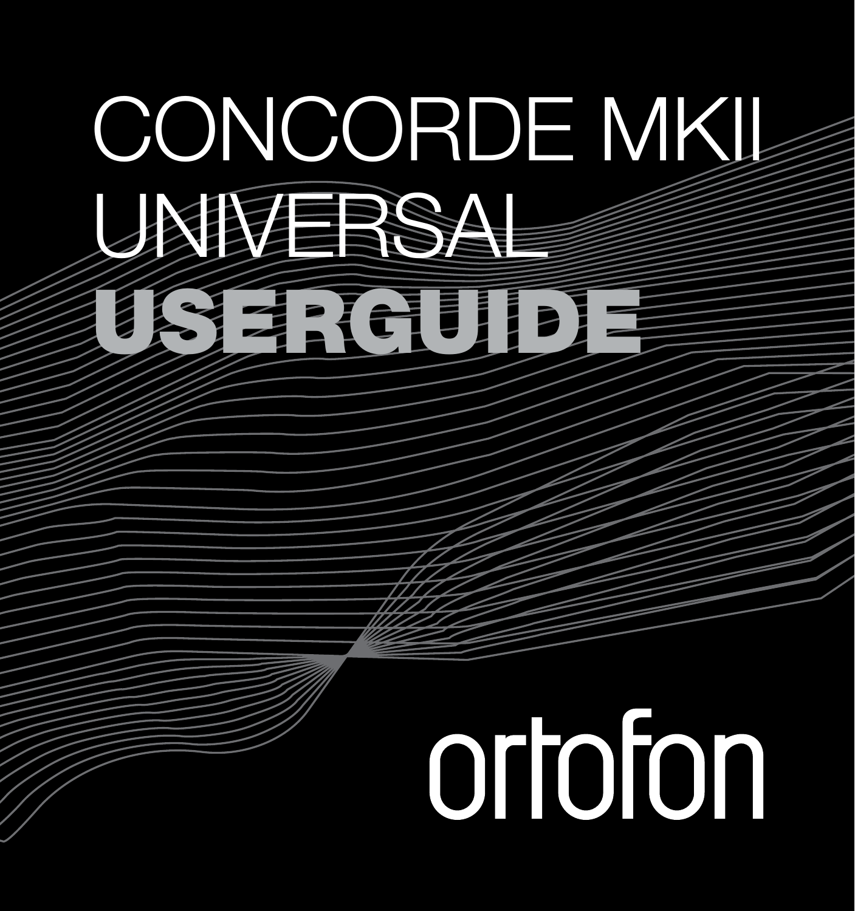# CONCORDE MKII UNIVERSAL USERGUIDE

ortofon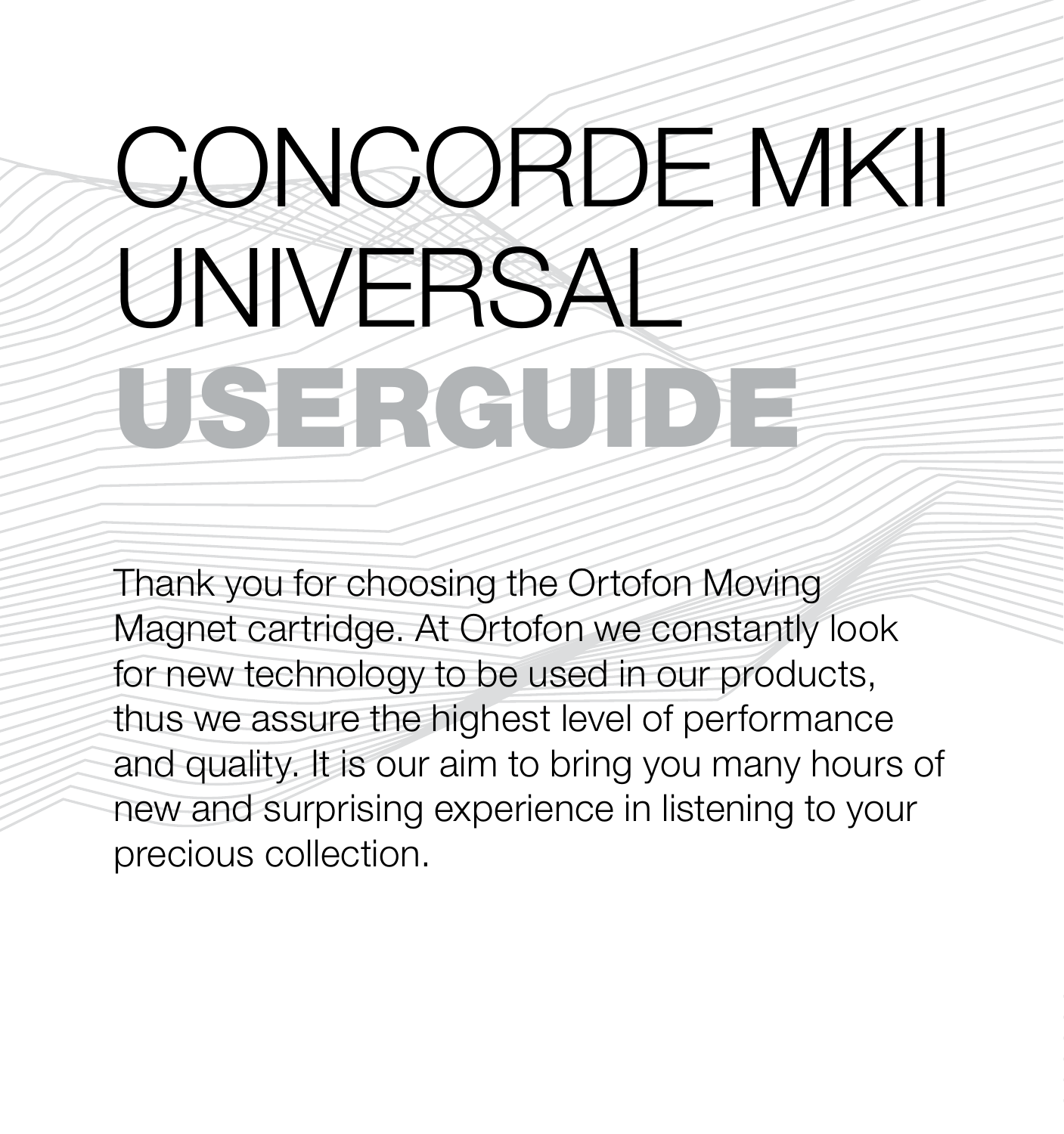# CONCORDE MKII UNIVERSAL USERGUIDE

Thank you for choosing the Ortofon Moving Magnet cartridge. At Ortofon we constantly look for new technology to be used in our products, thus we assure the highest level of performance and quality. It is our aim to bring you many hours of new and surprising experience in listening to your precious collection.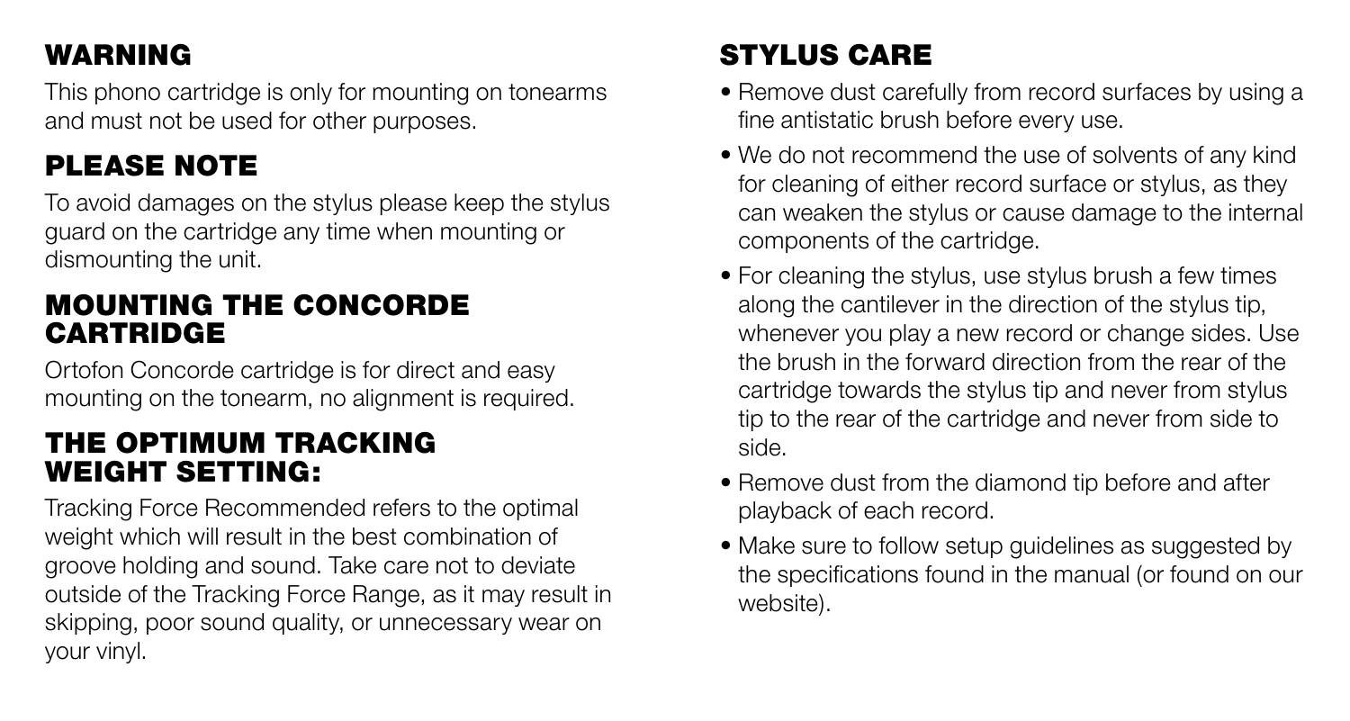## WARNING

This phono cartridge is only for mounting on tonearms and must not be used for other purposes.

## PLEASE NOTE

To avoid damages on the stylus please keep the stylus guard on the cartridge any time when mounting or dismounting the unit.

## MOUNTING THE CONCORDE CARTRIDGE

Ortofon Concorde cartridge is for direct and easy mounting on the tonearm, no alignment is required.

## THE OPTIMUM TRACKING WEIGHT SETTING:

Tracking Force Recommended refers to the optimal weight which will result in the best combination of groove holding and sound. Take care not to deviate outside of the Tracking Force Range, as it may result in skipping, poor sound quality, or unnecessary wear on your vinyl.

## STYLUS CARE

- Remove dust carefully from record surfaces by using a fine antistatic brush before every use.
- We do not recommend the use of solvents of any kind for cleaning of either record surface or stylus, as they can weaken the stylus or cause damage to the internal components of the cartridge.
- For cleaning the stylus, use stylus brush a few times along the cantilever in the direction of the stylus tip, whenever you play a new record or change sides. Use the brush in the forward direction from the rear of the cartridge towards the stylus tip and never from stylus tip to the rear of the cartridge and never from side to side.
- Remove dust from the diamond tip before and after playback of each record.
- Make sure to follow setup guidelines as suggested by the specifications found in the manual (or found on our website).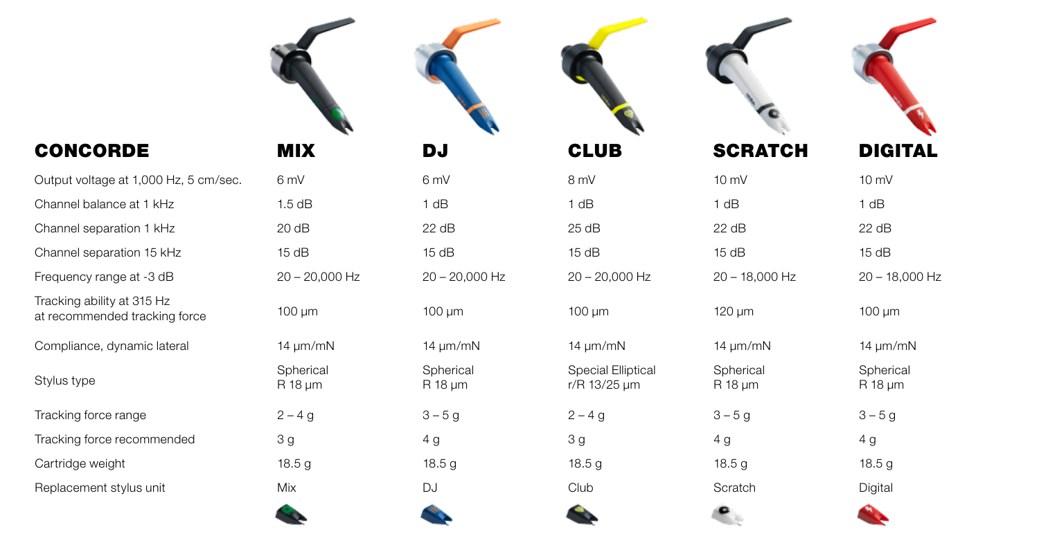| CONCORDE | MIX | DJ | CLUB | SCRATCH | DIGITAL |
|---|---|---|---|---|---|
| Output voltage at 1,000 Hz, 5 cm/sec. | 6 mV | 6 mV | 8 mV | 10 mV | 10 mV |
| Channel balance at 1 kHz | 1.5 dB | 1 dB | 1 dB | 1 dB | 1 dB |
| Channel separation 1 kHz | 20 dB | 22 dB | 25 dB | 22 dB | 22 dB |
| Channel separation 15 kHz | 15 dB | 15 dB | 15 dB | 15 dB | 15 dB |
| Frequency range at -3 dB | 20 – 20,000 Hz | 20 – 20,000 Hz | 20 – 20,000 Hz | 20 – 18,000 Hz | 20 – 18,000 Hz |
| Tracking ability at 315 Hz at recommended tracking force | 100 µm | 100 µm | 100 µm | 120 µm | 100 µm |
| Compliance, dynamic lateral | 14 µm/mN | 14 µm/mN | 14 µm/mN | 14 µm/mN | 14 µm/mN |
| Stylus type | Spherical R 18 µm | Spherical R 18 µm | Special Elliptical r/R 13/25 µm | Spherical R 18 µm | Spherical R 18 µm |
| Tracking force range | 2 – 4 g | 3 – 5 g | 2 – 4 g | 3 – 5 g | 3 – 5 g |
| Tracking force recommended | 3 g | 4 g | 3 g | 4 g | 4 g |
| Cartridge weight | 18.5 g | 18.5 g | 18.5 g | 18.5 g | 18.5 g |
| Replacement stylus unit | Mix | DJ | Club | Scratch | Digital |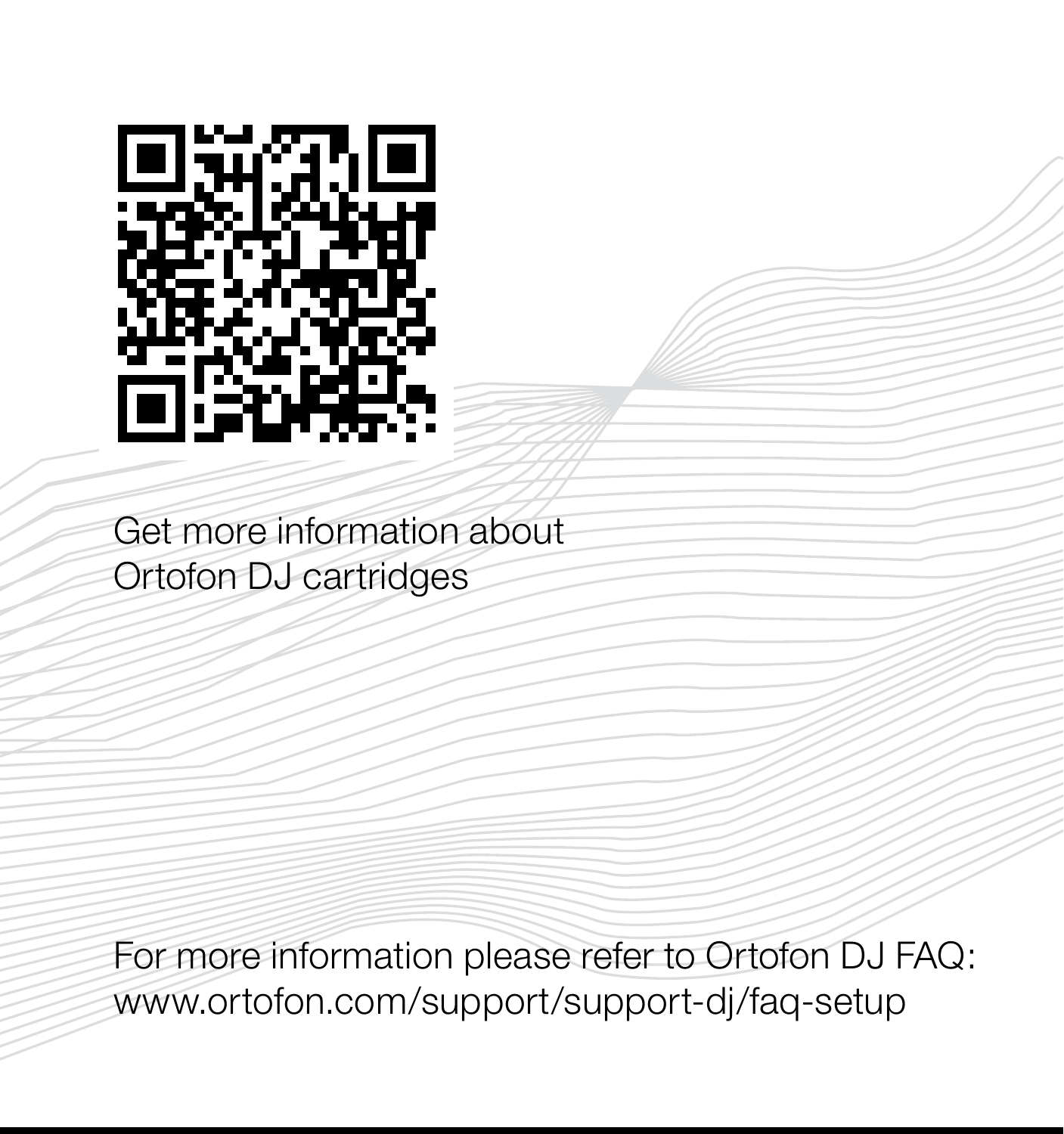Get more information about
Ortofon DJ cartridges

For more information please refer to Ortofon DJ FAQ:
www.ortofon.com/support/support-dj/faq-setup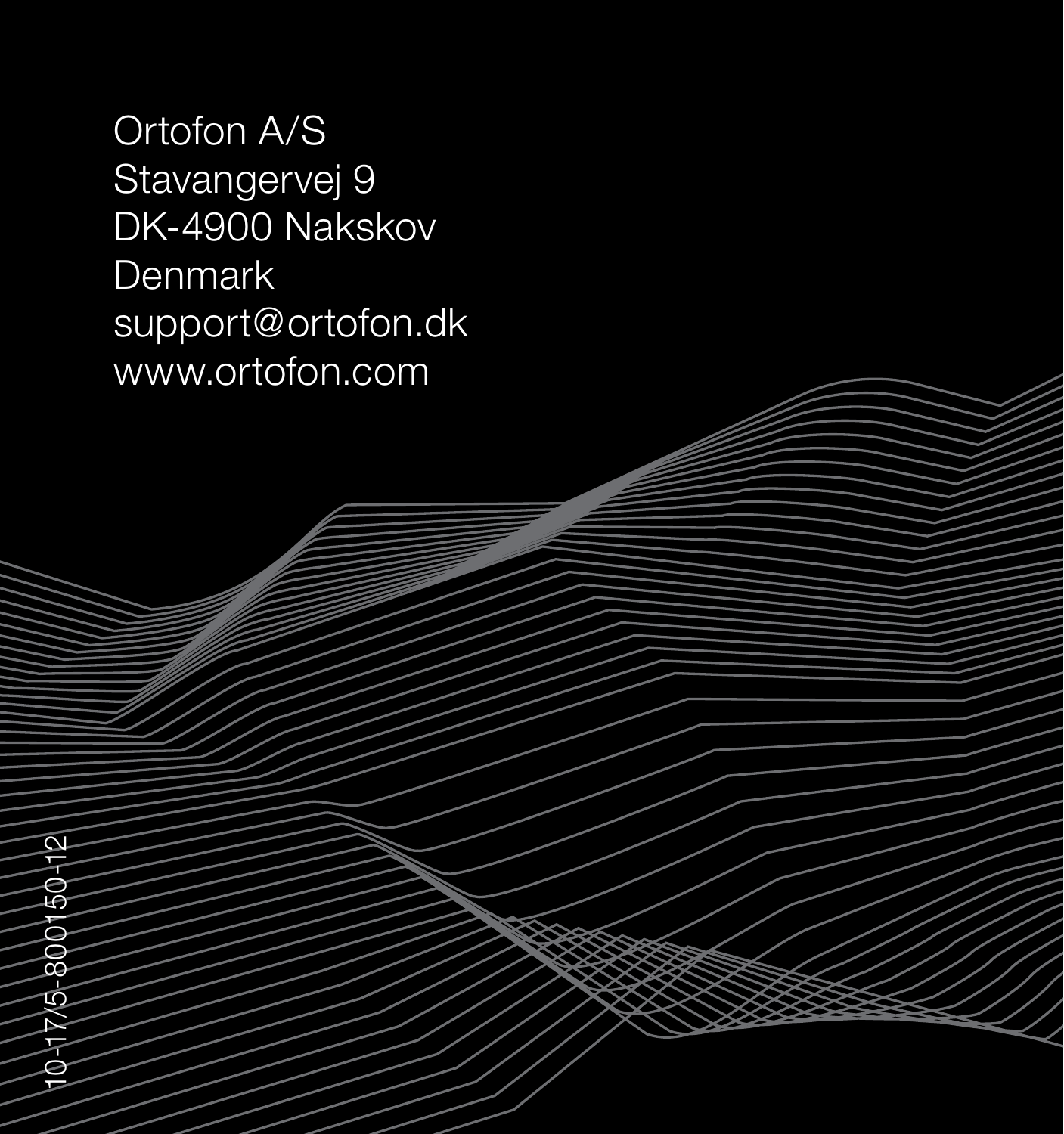Ortofon A/S
Stavangervej 9
DK-4900 Nakskov
Denmark
support@ortofon.dk
www.ortofon.com

10-1775-800150-12